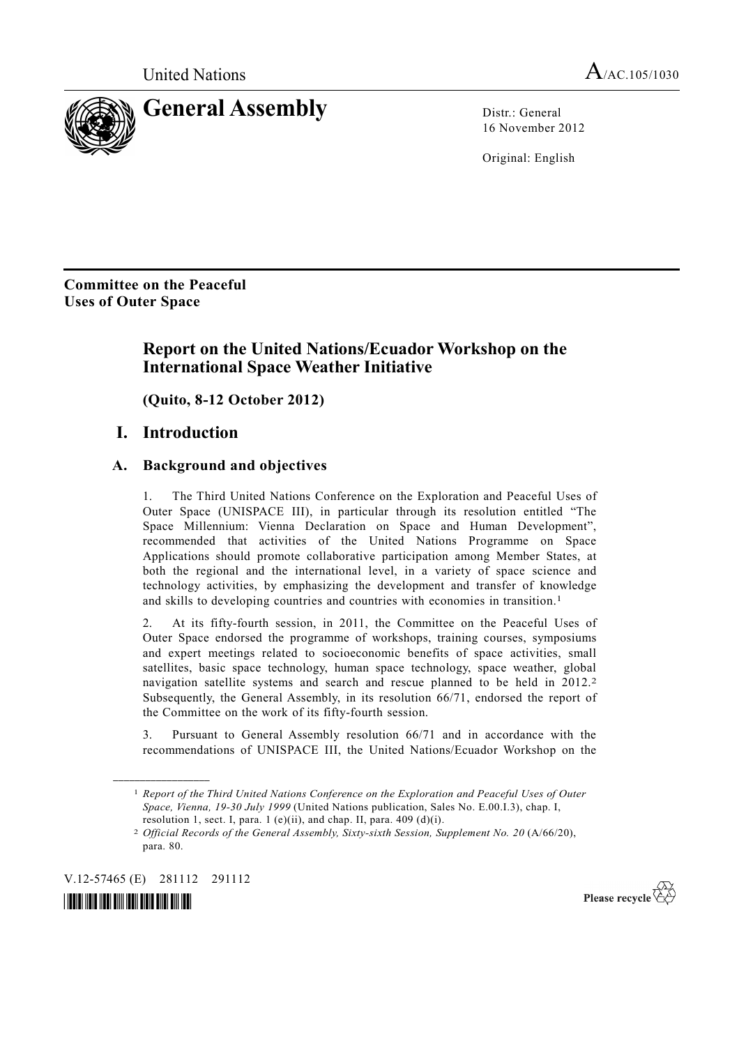United Nations A/AC.105/1030

# General Assembly

Distr.: General
16 November 2012

Original: English

**Committee on the Peaceful Uses of Outer Space**

## Report on the United Nations/Ecuador Workshop on the International Space Weather Initiative

**(Quito, 8-12 October 2012)**

## I. Introduction

### A. Background and objectives

1. The Third United Nations Conference on the Exploration and Peaceful Uses of Outer Space (UNISPACE III), in particular through its resolution entitled "The Space Millennium: Vienna Declaration on Space and Human Development", recommended that activities of the United Nations Programme on Space Applications should promote collaborative participation among Member States, at both the regional and the international level, in a variety of space science and technology activities, by emphasizing the development and transfer of knowledge and skills to developing countries and countries with economies in transition.[1]

2. At its fifty-fourth session, in 2011, the Committee on the Peaceful Uses of Outer Space endorsed the programme of workshops, training courses, symposiums and expert meetings related to socioeconomic benefits of space activities, small satellites, basic space technology, human space technology, space weather, global navigation satellite systems and search and rescue planned to be held in 2012.[2] Subsequently, the General Assembly, in its resolution 66/71, endorsed the report of the Committee on the work of its fifty-fourth session.

3. Pursuant to General Assembly resolution 66/71 and in accordance with the recommendations of UNISPACE III, the United Nations/Ecuador Workshop on the

[1] *Report of the Third United Nations Conference on the Exploration and Peaceful Uses of Outer Space, Vienna, 19-30 July 1999* (United Nations publication, Sales No. E.00.I.3), chap. I, resolution 1, sect. I, para. 1 (e)(ii), and chap. II, para. 409 (d)(i).

[2] *Official Records of the General Assembly, Sixty-sixth Session, Supplement No. 20* (A/66/20), para. 80.

V.12-57465 (E) 281112 291112

Please recycle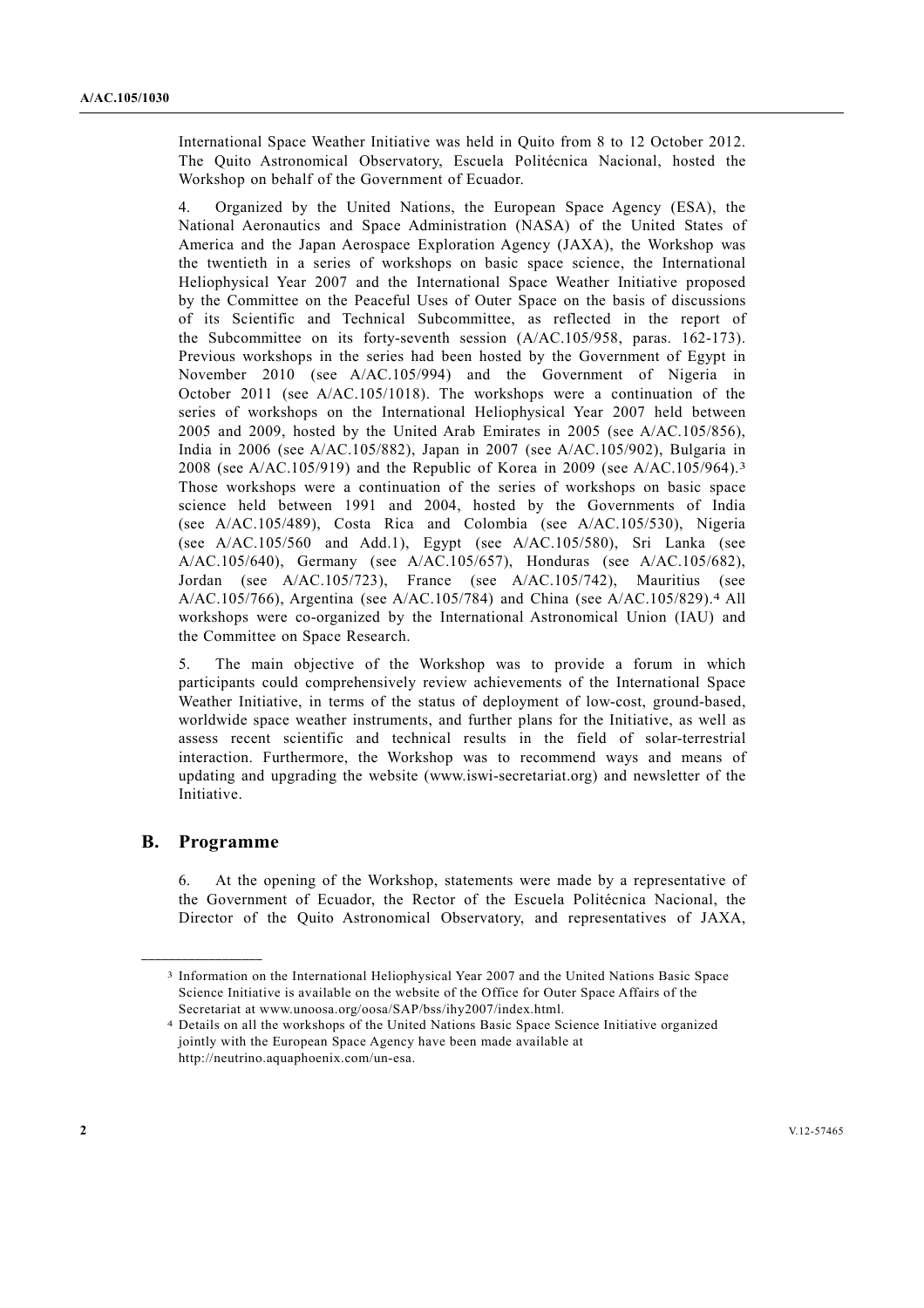International Space Weather Initiative was held in Quito from 8 to 12 October 2012. The Quito Astronomical Observatory, Escuela Politécnica Nacional, hosted the Workshop on behalf of the Government of Ecuador.

4. Organized by the United Nations, the European Space Agency (ESA), the National Aeronautics and Space Administration (NASA) of the United States of America and the Japan Aerospace Exploration Agency (JAXA), the Workshop was the twentieth in a series of workshops on basic space science, the International Heliophysical Year 2007 and the International Space Weather Initiative proposed by the Committee on the Peaceful Uses of Outer Space on the basis of discussions of its Scientific and Technical Subcommittee, as reflected in the report of the Subcommittee on its forty-seventh session (A/AC.105/958, paras. 162-173). Previous workshops in the series had been hosted by the Government of Egypt in November 2010 (see A/AC.105/994) and the Government of Nigeria in October 2011 (see A/AC.105/1018). The workshops were a continuation of the series of workshops on the International Heliophysical Year 2007 held between 2005 and 2009, hosted by the United Arab Emirates in 2005 (see A/AC.105/856), India in 2006 (see A/AC.105/882), Japan in 2007 (see A/AC.105/902), Bulgaria in 2008 (see A/AC.105/919) and the Republic of Korea in 2009 (see A/AC.105/964).[3] Those workshops were a continuation of the series of workshops on basic space science held between 1991 and 2004, hosted by the Governments of India (see A/AC.105/489), Costa Rica and Colombia (see A/AC.105/530), Nigeria (see A/AC.105/560 and Add.1), Egypt (see A/AC.105/580), Sri Lanka (see A/AC.105/640), Germany (see A/AC.105/657), Honduras (see A/AC.105/682), Jordan (see A/AC.105/723), France (see A/AC.105/742), Mauritius (see A/AC.105/766), Argentina (see A/AC.105/784) and China (see A/AC.105/829).[4] All workshops were co-organized by the International Astronomical Union (IAU) and the Committee on Space Research.

5. The main objective of the Workshop was to provide a forum in which participants could comprehensively review achievements of the International Space Weather Initiative, in terms of the status of deployment of low-cost, ground-based, worldwide space weather instruments, and further plans for the Initiative, as well as assess recent scientific and technical results in the field of solar-terrestrial interaction. Furthermore, the Workshop was to recommend ways and means of updating and upgrading the website (www.iswi-secretariat.org) and newsletter of the Initiative.

## B. Programme

6. At the opening of the Workshop, statements were made by a representative of the Government of Ecuador, the Rector of the Escuela Politécnica Nacional, the Director of the Quito Astronomical Observatory, and representatives of JAXA,

---

[3] Information on the International Heliophysical Year 2007 and the United Nations Basic Space Science Initiative is available on the website of the Office for Outer Space Affairs of the Secretariat at www.unoosa.org/oosa/SAP/bss/ihy2007/index.html.

[4] Details on all the workshops of the United Nations Basic Space Science Initiative organized jointly with the European Space Agency have been made available at http://neutrino.aquaphoenix.com/un-esa.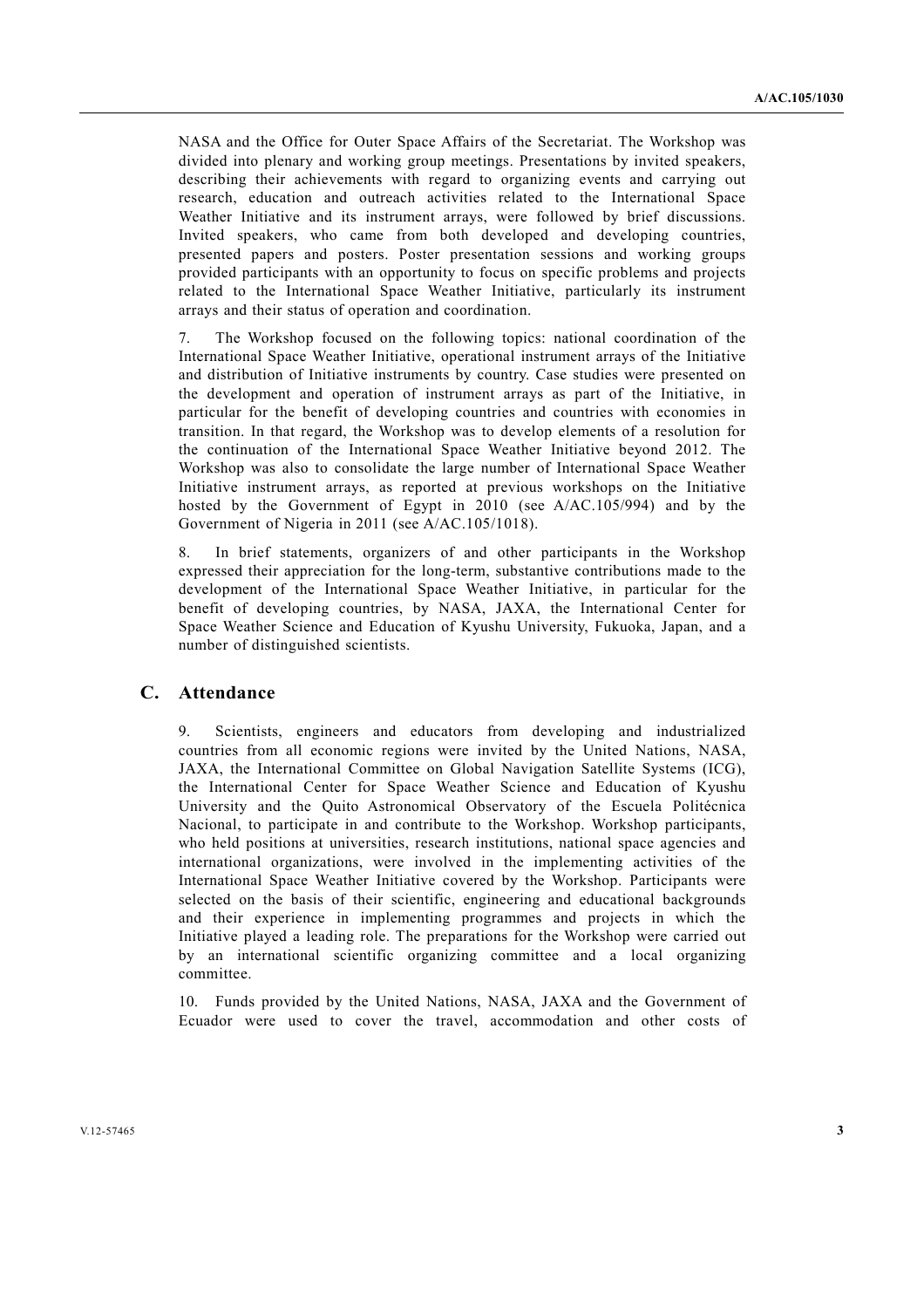NASA and the Office for Outer Space Affairs of the Secretariat. The Workshop was divided into plenary and working group meetings. Presentations by invited speakers, describing their achievements with regard to organizing events and carrying out research, education and outreach activities related to the International Space Weather Initiative and its instrument arrays, were followed by brief discussions. Invited speakers, who came from both developed and developing countries, presented papers and posters. Poster presentation sessions and working groups provided participants with an opportunity to focus on specific problems and projects related to the International Space Weather Initiative, particularly its instrument arrays and their status of operation and coordination.

7. The Workshop focused on the following topics: national coordination of the International Space Weather Initiative, operational instrument arrays of the Initiative and distribution of Initiative instruments by country. Case studies were presented on the development and operation of instrument arrays as part of the Initiative, in particular for the benefit of developing countries and countries with economies in transition. In that regard, the Workshop was to develop elements of a resolution for the continuation of the International Space Weather Initiative beyond 2012. The Workshop was also to consolidate the large number of International Space Weather Initiative instrument arrays, as reported at previous workshops on the Initiative hosted by the Government of Egypt in 2010 (see A/AC.105/994) and by the Government of Nigeria in 2011 (see A/AC.105/1018).

8. In brief statements, organizers of and other participants in the Workshop expressed their appreciation for the long-term, substantive contributions made to the development of the International Space Weather Initiative, in particular for the benefit of developing countries, by NASA, JAXA, the International Center for Space Weather Science and Education of Kyushu University, Fukuoka, Japan, and a number of distinguished scientists.

## C. Attendance

9. Scientists, engineers and educators from developing and industrialized countries from all economic regions were invited by the United Nations, NASA, JAXA, the International Committee on Global Navigation Satellite Systems (ICG), the International Center for Space Weather Science and Education of Kyushu University and the Quito Astronomical Observatory of the Escuela Politécnica Nacional, to participate in and contribute to the Workshop. Workshop participants, who held positions at universities, research institutions, national space agencies and international organizations, were involved in the implementing activities of the International Space Weather Initiative covered by the Workshop. Participants were selected on the basis of their scientific, engineering and educational backgrounds and their experience in implementing programmes and projects in which the Initiative played a leading role. The preparations for the Workshop were carried out by an international scientific organizing committee and a local organizing committee.

10. Funds provided by the United Nations, NASA, JAXA and the Government of Ecuador were used to cover the travel, accommodation and other costs of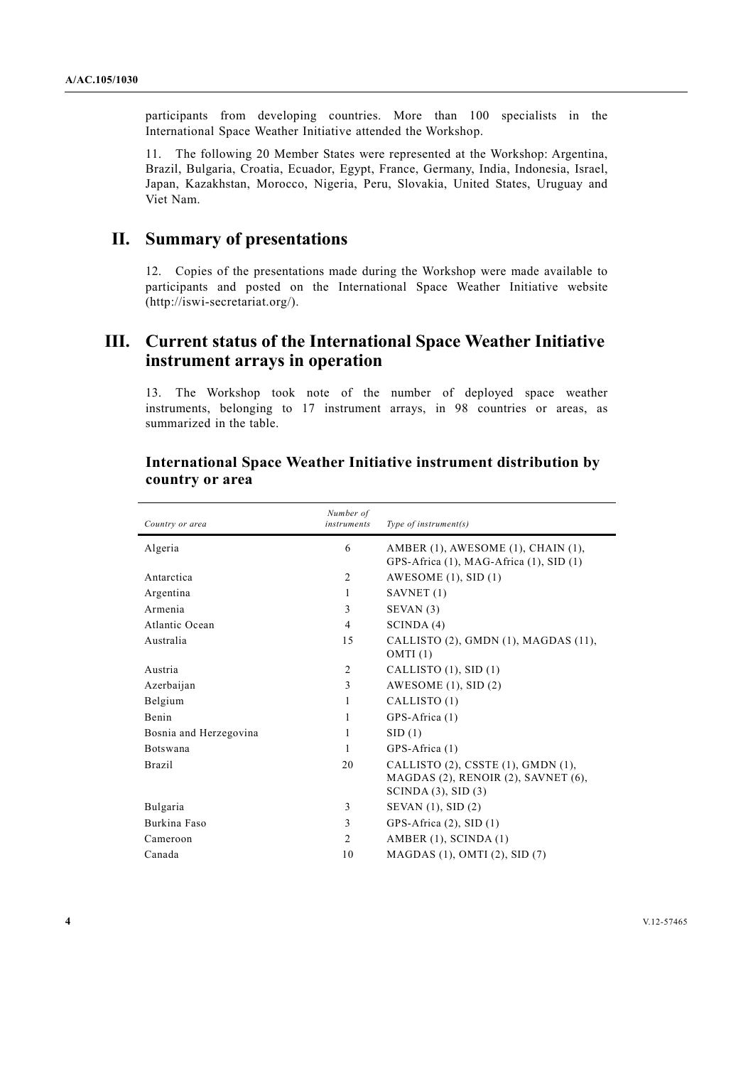participants from developing countries. More than 100 specialists in the International Space Weather Initiative attended the Workshop.

11. The following 20 Member States were represented at the Workshop: Argentina, Brazil, Bulgaria, Croatia, Ecuador, Egypt, France, Germany, India, Indonesia, Israel, Japan, Kazakhstan, Morocco, Nigeria, Peru, Slovakia, United States, Uruguay and Viet Nam.

# II. Summary of presentations

12. Copies of the presentations made during the Workshop were made available to participants and posted on the International Space Weather Initiative website (http://iswi-secretariat.org/).

# III. Current status of the International Space Weather Initiative instrument arrays in operation

13. The Workshop took note of the number of deployed space weather instruments, belonging to 17 instrument arrays, in 98 countries or areas, as summarized in the table.

### International Space Weather Initiative instrument distribution by country or area

| *Country or area* | *Number of instruments* | *Type of instrument(s)* |
|---|---|---|
| Algeria | 6 | AMBER (1), AWESOME (1), CHAIN (1), GPS-Africa (1), MAG-Africa (1), SID (1) |
| Antarctica | 2 | AWESOME (1), SID (1) |
| Argentina | 1 | SAVNET (1) |
| Armenia | 3 | SEVAN (3) |
| Atlantic Ocean | 4 | SCINDA (4) |
| Australia | 15 | CALLISTO (2), GMDN (1), MAGDAS (11), OMTI (1) |
| Austria | 2 | CALLISTO (1), SID (1) |
| Azerbaijan | 3 | AWESOME (1), SID (2) |
| Belgium | 1 | CALLISTO (1) |
| Benin | 1 | GPS-Africa (1) |
| Bosnia and Herzegovina | 1 | SID (1) |
| Botswana | 1 | GPS-Africa (1) |
| Brazil | 20 | CALLISTO (2), CSSTE (1), GMDN (1), MAGDAS (2), RENOIR (2), SAVNET (6), SCINDA (3), SID (3) |
| Bulgaria | 3 | SEVAN (1), SID (2) |
| Burkina Faso | 3 | GPS-Africa (2), SID (1) |
| Cameroon | 2 | AMBER (1), SCINDA (1) |
| Canada | 10 | MAGDAS (1), OMTI (2), SID (7) |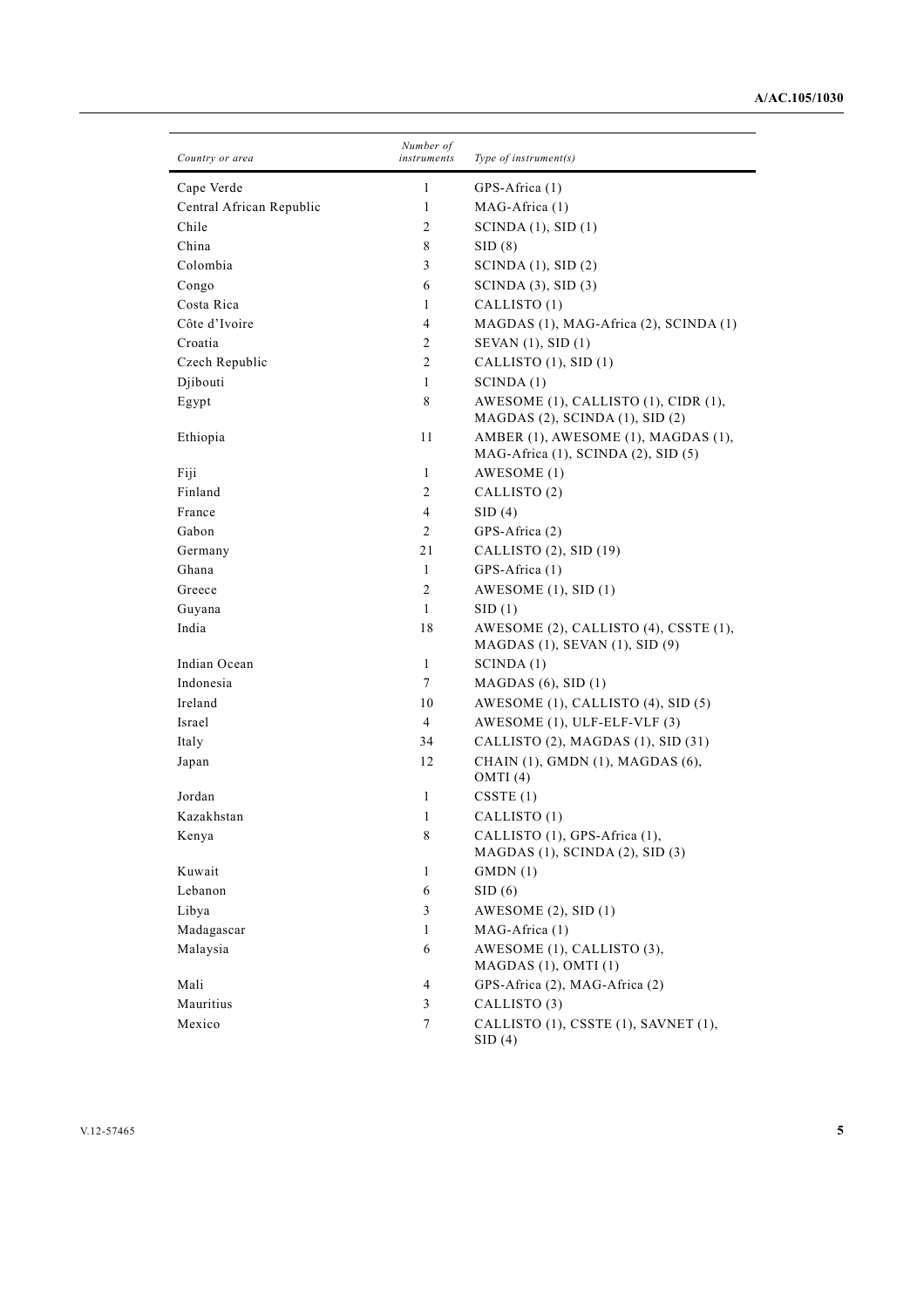| *Country or area* | *Number of instruments* | *Type of instrument(s)* |
|---|---|---|
| Cape Verde | 1 | GPS-Africa (1) |
| Central African Republic | 1 | MAG-Africa (1) |
| Chile | 2 | SCINDA (1), SID (1) |
| China | 8 | SID (8) |
| Colombia | 3 | SCINDA (1), SID (2) |
| Congo | 6 | SCINDA (3), SID (3) |
| Costa Rica | 1 | CALLISTO (1) |
| Côte d'Ivoire | 4 | MAGDAS (1), MAG-Africa (2), SCINDA (1) |
| Croatia | 2 | SEVAN (1), SID (1) |
| Czech Republic | 2 | CALLISTO (1), SID (1) |
| Djibouti | 1 | SCINDA (1) |
| Egypt | 8 | AWESOME (1), CALLISTO (1), CIDR (1), MAGDAS (2), SCINDA (1), SID (2) |
| Ethiopia | 11 | AMBER (1), AWESOME (1), MAGDAS (1), MAG-Africa (1), SCINDA (2), SID (5) |
| Fiji | 1 | AWESOME (1) |
| Finland | 2 | CALLISTO (2) |
| France | 4 | SID (4) |
| Gabon | 2 | GPS-Africa (2) |
| Germany | 21 | CALLISTO (2), SID (19) |
| Ghana | 1 | GPS-Africa (1) |
| Greece | 2 | AWESOME (1), SID (1) |
| Guyana | 1 | SID (1) |
| India | 18 | AWESOME (2), CALLISTO (4), CSSTE (1), MAGDAS (1), SEVAN (1), SID (9) |
| Indian Ocean | 1 | SCINDA (1) |
| Indonesia | 7 | MAGDAS (6), SID (1) |
| Ireland | 10 | AWESOME (1), CALLISTO (4), SID (5) |
| Israel | 4 | AWESOME (1), ULF-ELF-VLF (3) |
| Italy | 34 | CALLISTO (2), MAGDAS (1), SID (31) |
| Japan | 12 | CHAIN (1), GMDN (1), MAGDAS (6), OMTI (4) |
| Jordan | 1 | CSSTE (1) |
| Kazakhstan | 1 | CALLISTO (1) |
| Kenya | 8 | CALLISTO (1), GPS-Africa (1), MAGDAS (1), SCINDA (2), SID (3) |
| Kuwait | 1 | GMDN (1) |
| Lebanon | 6 | SID (6) |
| Libya | 3 | AWESOME (2), SID (1) |
| Madagascar | 1 | MAG-Africa (1) |
| Malaysia | 6 | AWESOME (1), CALLISTO (3), MAGDAS (1), OMTI (1) |
| Mali | 4 | GPS-Africa (2), MAG-Africa (2) |
| Mauritius | 3 | CALLISTO (3) |
| Mexico | 7 | CALLISTO (1), CSSTE (1), SAVNET (1), SID (4) |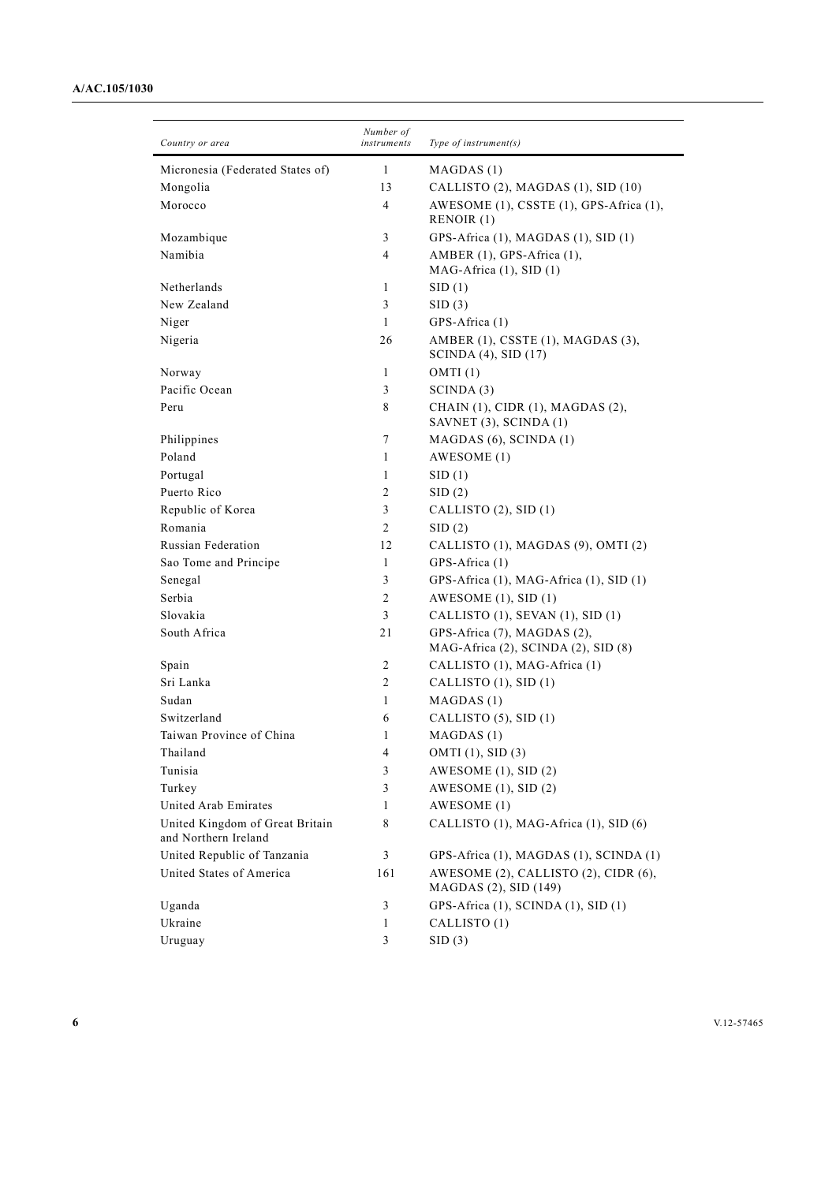| Country or area | Number of instruments | Type of instrument(s) |
|---|---|---|
| Micronesia (Federated States of) | 1 | MAGDAS (1) |
| Mongolia | 13 | CALLISTO (2), MAGDAS (1), SID (10) |
| Morocco | 4 | AWESOME (1), CSSTE (1), GPS-Africa (1), RENOIR (1) |
| Mozambique | 3 | GPS-Africa (1), MAGDAS (1), SID (1) |
| Namibia | 4 | AMBER (1), GPS-Africa (1), MAG-Africa (1), SID (1) |
| Netherlands | 1 | SID (1) |
| New Zealand | 3 | SID (3) |
| Niger | 1 | GPS-Africa (1) |
| Nigeria | 26 | AMBER (1), CSSTE (1), MAGDAS (3), SCINDA (4), SID (17) |
| Norway | 1 | OMTI (1) |
| Pacific Ocean | 3 | SCINDA (3) |
| Peru | 8 | CHAIN (1), CIDR (1), MAGDAS (2), SAVNET (3), SCINDA (1) |
| Philippines | 7 | MAGDAS (6), SCINDA (1) |
| Poland | 1 | AWESOME (1) |
| Portugal | 1 | SID (1) |
| Puerto Rico | 2 | SID (2) |
| Republic of Korea | 3 | CALLISTO (2), SID (1) |
| Romania | 2 | SID (2) |
| Russian Federation | 12 | CALLISTO (1), MAGDAS (9), OMTI (2) |
| Sao Tome and Principe | 1 | GPS-Africa (1) |
| Senegal | 3 | GPS-Africa (1), MAG-Africa (1), SID (1) |
| Serbia | 2 | AWESOME (1), SID (1) |
| Slovakia | 3 | CALLISTO (1), SEVAN (1), SID (1) |
| South Africa | 21 | GPS-Africa (7), MAGDAS (2), MAG-Africa (2), SCINDA (2), SID (8) |
| Spain | 2 | CALLISTO (1), MAG-Africa (1) |
| Sri Lanka | 2 | CALLISTO (1), SID (1) |
| Sudan | 1 | MAGDAS (1) |
| Switzerland | 6 | CALLISTO (5), SID (1) |
| Taiwan Province of China | 1 | MAGDAS (1) |
| Thailand | 4 | OMTI (1), SID (3) |
| Tunisia | 3 | AWESOME (1), SID (2) |
| Turkey | 3 | AWESOME (1), SID (2) |
| United Arab Emirates | 1 | AWESOME (1) |
| United Kingdom of Great Britain and Northern Ireland | 8 | CALLISTO (1), MAG-Africa (1), SID (6) |
| United Republic of Tanzania | 3 | GPS-Africa (1), MAGDAS (1), SCINDA (1) |
| United States of America | 161 | AWESOME (2), CALLISTO (2), CIDR (6), MAGDAS (2), SID (149) |
| Uganda | 3 | GPS-Africa (1), SCINDA (1), SID (1) |
| Ukraine | 1 | CALLISTO (1) |
| Uruguay | 3 | SID (3) |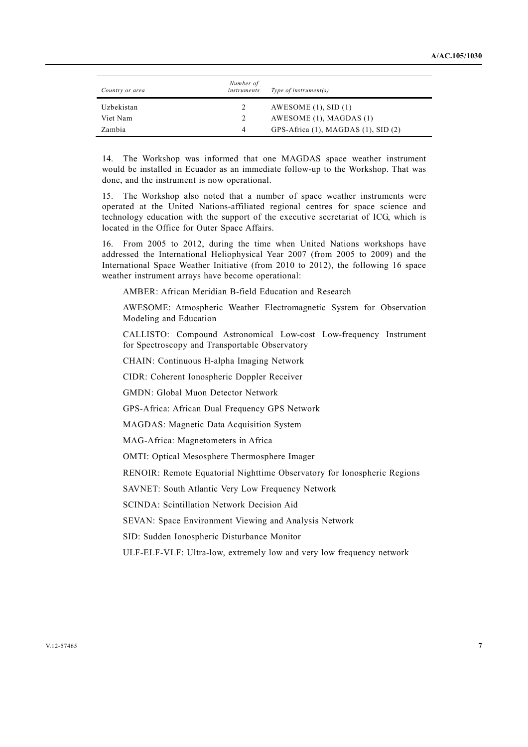| *Country or area* | *Number of instruments* | *Type of instrument(s)* |
| --- | --- | --- |
| Uzbekistan | 2 | AWESOME (1), SID (1) |
| Viet Nam | 2 | AWESOME (1), MAGDAS (1) |
| Zambia | 4 | GPS-Africa (1), MAGDAS (1), SID (2) |

14. The Workshop was informed that one MAGDAS space weather instrument would be installed in Ecuador as an immediate follow-up to the Workshop. That was done, and the instrument is now operational.

15. The Workshop also noted that a number of space weather instruments were operated at the United Nations-affiliated regional centres for space science and technology education with the support of the executive secretariat of ICG, which is located in the Office for Outer Space Affairs.

16. From 2005 to 2012, during the time when United Nations workshops have addressed the International Heliophysical Year 2007 (from 2005 to 2009) and the International Space Weather Initiative (from 2010 to 2012), the following 16 space weather instrument arrays have become operational:

AMBER: African Meridian B-field Education and Research

AWESOME: Atmospheric Weather Electromagnetic System for Observation Modeling and Education

CALLISTO: Compound Astronomical Low-cost Low-frequency Instrument for Spectroscopy and Transportable Observatory

CHAIN: Continuous H-alpha Imaging Network

CIDR: Coherent Ionospheric Doppler Receiver

GMDN: Global Muon Detector Network

GPS-Africa: African Dual Frequency GPS Network

MAGDAS: Magnetic Data Acquisition System

MAG-Africa: Magnetometers in Africa

OMTI: Optical Mesosphere Thermosphere Imager

RENOIR: Remote Equatorial Nighttime Observatory for Ionospheric Regions

SAVNET: South Atlantic Very Low Frequency Network

SCINDA: Scintillation Network Decision Aid

SEVAN: Space Environment Viewing and Analysis Network

SID: Sudden Ionospheric Disturbance Monitor

ULF-ELF-VLF: Ultra-low, extremely low and very low frequency network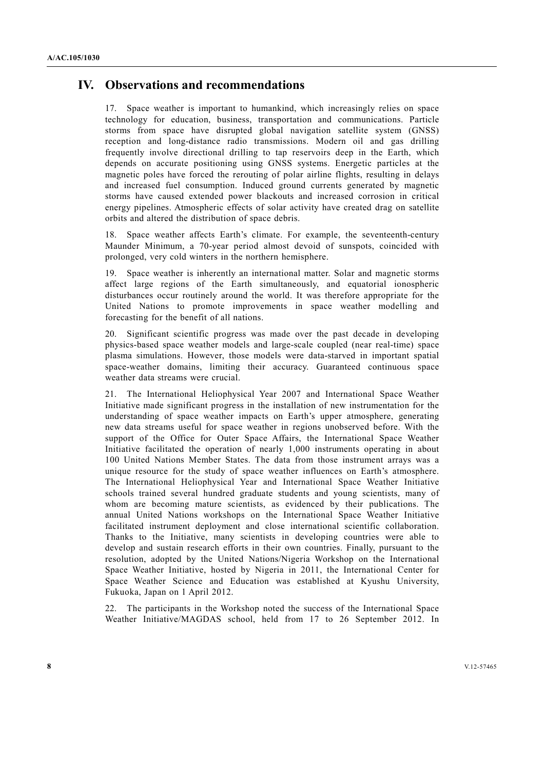## IV. Observations and recommendations

17. Space weather is important to humankind, which increasingly relies on space technology for education, business, transportation and communications. Particle storms from space have disrupted global navigation satellite system (GNSS) reception and long-distance radio transmissions. Modern oil and gas drilling frequently involve directional drilling to tap reservoirs deep in the Earth, which depends on accurate positioning using GNSS systems. Energetic particles at the magnetic poles have forced the rerouting of polar airline flights, resulting in delays and increased fuel consumption. Induced ground currents generated by magnetic storms have caused extended power blackouts and increased corrosion in critical energy pipelines. Atmospheric effects of solar activity have created drag on satellite orbits and altered the distribution of space debris.

18. Space weather affects Earth's climate. For example, the seventeenth-century Maunder Minimum, a 70-year period almost devoid of sunspots, coincided with prolonged, very cold winters in the northern hemisphere.

19. Space weather is inherently an international matter. Solar and magnetic storms affect large regions of the Earth simultaneously, and equatorial ionospheric disturbances occur routinely around the world. It was therefore appropriate for the United Nations to promote improvements in space weather modelling and forecasting for the benefit of all nations.

20. Significant scientific progress was made over the past decade in developing physics-based space weather models and large-scale coupled (near real-time) space plasma simulations. However, those models were data-starved in important spatial space-weather domains, limiting their accuracy. Guaranteed continuous space weather data streams were crucial.

21. The International Heliophysical Year 2007 and International Space Weather Initiative made significant progress in the installation of new instrumentation for the understanding of space weather impacts on Earth's upper atmosphere, generating new data streams useful for space weather in regions unobserved before. With the support of the Office for Outer Space Affairs, the International Space Weather Initiative facilitated the operation of nearly 1,000 instruments operating in about 100 United Nations Member States. The data from those instrument arrays was a unique resource for the study of space weather influences on Earth's atmosphere. The International Heliophysical Year and International Space Weather Initiative schools trained several hundred graduate students and young scientists, many of whom are becoming mature scientists, as evidenced by their publications. The annual United Nations workshops on the International Space Weather Initiative facilitated instrument deployment and close international scientific collaboration. Thanks to the Initiative, many scientists in developing countries were able to develop and sustain research efforts in their own countries. Finally, pursuant to the resolution, adopted by the United Nations/Nigeria Workshop on the International Space Weather Initiative, hosted by Nigeria in 2011, the International Center for Space Weather Science and Education was established at Kyushu University, Fukuoka, Japan on 1 April 2012.

22. The participants in the Workshop noted the success of the International Space Weather Initiative/MAGDAS school, held from 17 to 26 September 2012. In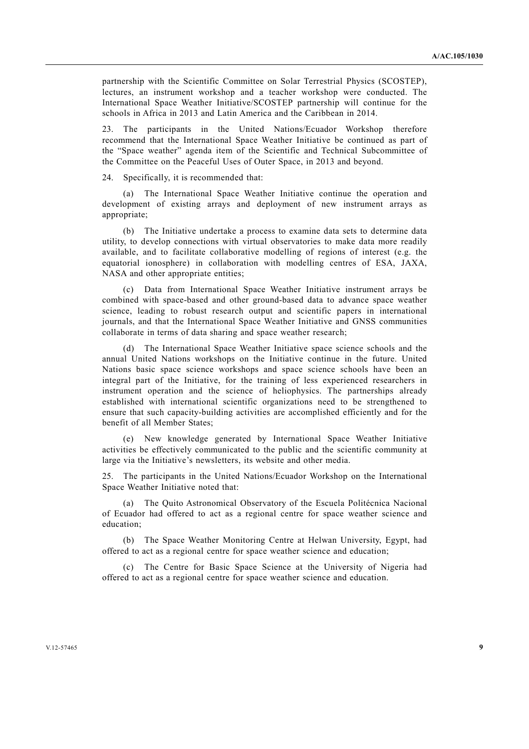partnership with the Scientific Committee on Solar Terrestrial Physics (SCOSTEP), lectures, an instrument workshop and a teacher workshop were conducted. The International Space Weather Initiative/SCOSTEP partnership will continue for the schools in Africa in 2013 and Latin America and the Caribbean in 2014.

23. The participants in the United Nations/Ecuador Workshop therefore recommend that the International Space Weather Initiative be continued as part of the "Space weather" agenda item of the Scientific and Technical Subcommittee of the Committee on the Peaceful Uses of Outer Space, in 2013 and beyond.

24. Specifically, it is recommended that:

(a) The International Space Weather Initiative continue the operation and development of existing arrays and deployment of new instrument arrays as appropriate;

(b) The Initiative undertake a process to examine data sets to determine data utility, to develop connections with virtual observatories to make data more readily available, and to facilitate collaborative modelling of regions of interest (e.g. the equatorial ionosphere) in collaboration with modelling centres of ESA, JAXA, NASA and other appropriate entities;

(c) Data from International Space Weather Initiative instrument arrays be combined with space-based and other ground-based data to advance space weather science, leading to robust research output and scientific papers in international journals, and that the International Space Weather Initiative and GNSS communities collaborate in terms of data sharing and space weather research;

(d) The International Space Weather Initiative space science schools and the annual United Nations workshops on the Initiative continue in the future. United Nations basic space science workshops and space science schools have been an integral part of the Initiative, for the training of less experienced researchers in instrument operation and the science of heliophysics. The partnerships already established with international scientific organizations need to be strengthened to ensure that such capacity-building activities are accomplished efficiently and for the benefit of all Member States;

(e) New knowledge generated by International Space Weather Initiative activities be effectively communicated to the public and the scientific community at large via the Initiative's newsletters, its website and other media.

25. The participants in the United Nations/Ecuador Workshop on the International Space Weather Initiative noted that:

(a) The Quito Astronomical Observatory of the Escuela Politécnica Nacional of Ecuador had offered to act as a regional centre for space weather science and education;

(b) The Space Weather Monitoring Centre at Helwan University, Egypt, had offered to act as a regional centre for space weather science and education;

(c) The Centre for Basic Space Science at the University of Nigeria had offered to act as a regional centre for space weather science and education.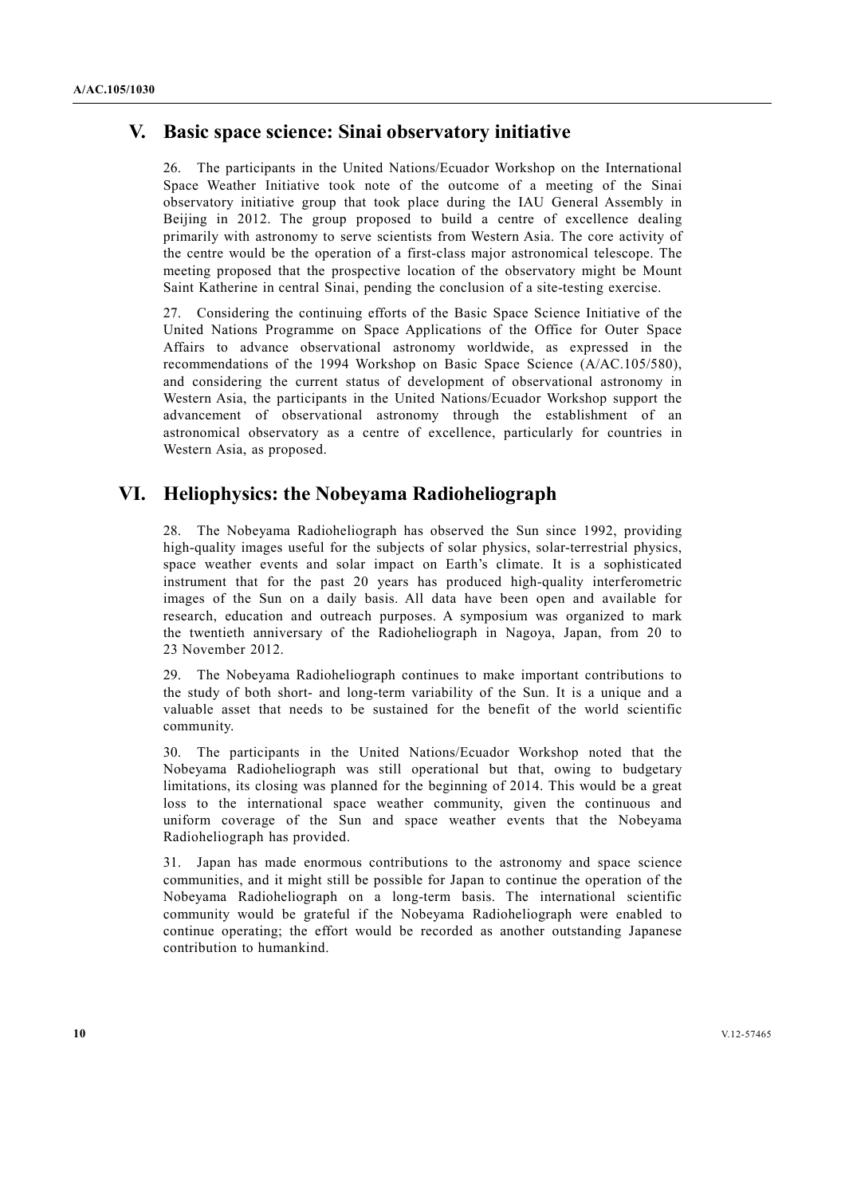## V. Basic space science: Sinai observatory initiative

26. The participants in the United Nations/Ecuador Workshop on the International Space Weather Initiative took note of the outcome of a meeting of the Sinai observatory initiative group that took place during the IAU General Assembly in Beijing in 2012. The group proposed to build a centre of excellence dealing primarily with astronomy to serve scientists from Western Asia. The core activity of the centre would be the operation of a first-class major astronomical telescope. The meeting proposed that the prospective location of the observatory might be Mount Saint Katherine in central Sinai, pending the conclusion of a site-testing exercise.

27. Considering the continuing efforts of the Basic Space Science Initiative of the United Nations Programme on Space Applications of the Office for Outer Space Affairs to advance observational astronomy worldwide, as expressed in the recommendations of the 1994 Workshop on Basic Space Science (A/AC.105/580), and considering the current status of development of observational astronomy in Western Asia, the participants in the United Nations/Ecuador Workshop support the advancement of observational astronomy through the establishment of an astronomical observatory as a centre of excellence, particularly for countries in Western Asia, as proposed.

## VI. Heliophysics: the Nobeyama Radioheliograph

28. The Nobeyama Radioheliograph has observed the Sun since 1992, providing high-quality images useful for the subjects of solar physics, solar-terrestrial physics, space weather events and solar impact on Earth's climate. It is a sophisticated instrument that for the past 20 years has produced high-quality interferometric images of the Sun on a daily basis. All data have been open and available for research, education and outreach purposes. A symposium was organized to mark the twentieth anniversary of the Radioheliograph in Nagoya, Japan, from 20 to 23 November 2012.

29. The Nobeyama Radioheliograph continues to make important contributions to the study of both short- and long-term variability of the Sun. It is a unique and a valuable asset that needs to be sustained for the benefit of the world scientific community.

30. The participants in the United Nations/Ecuador Workshop noted that the Nobeyama Radioheliograph was still operational but that, owing to budgetary limitations, its closing was planned for the beginning of 2014. This would be a great loss to the international space weather community, given the continuous and uniform coverage of the Sun and space weather events that the Nobeyama Radioheliograph has provided.

31. Japan has made enormous contributions to the astronomy and space science communities, and it might still be possible for Japan to continue the operation of the Nobeyama Radioheliograph on a long-term basis. The international scientific community would be grateful if the Nobeyama Radioheliograph were enabled to continue operating; the effort would be recorded as another outstanding Japanese contribution to humankind.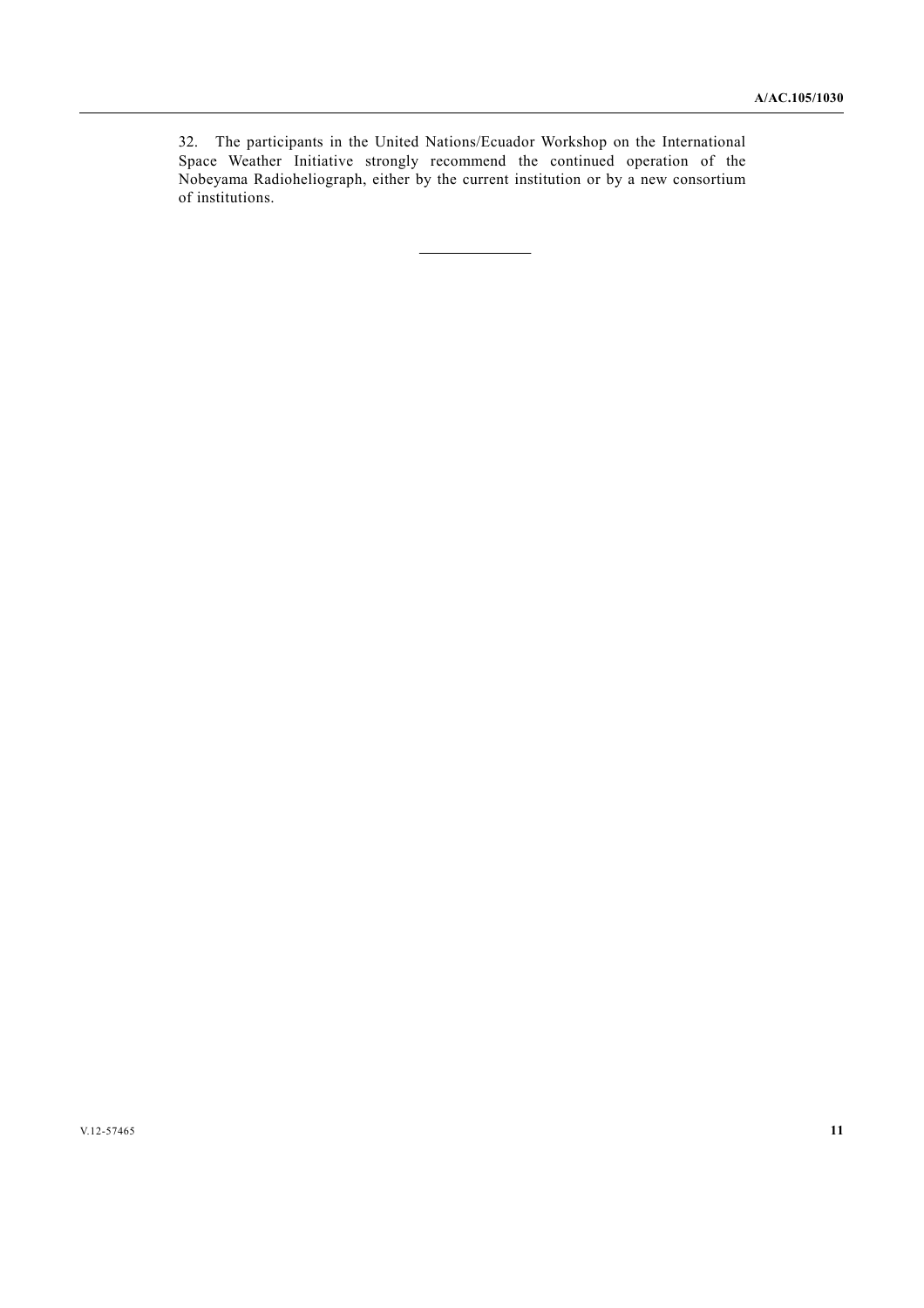32. The participants in the United Nations/Ecuador Workshop on the International Space Weather Initiative strongly recommend the continued operation of the Nobeyama Radioheliograph, either by the current institution or by a new consortium of institutions.